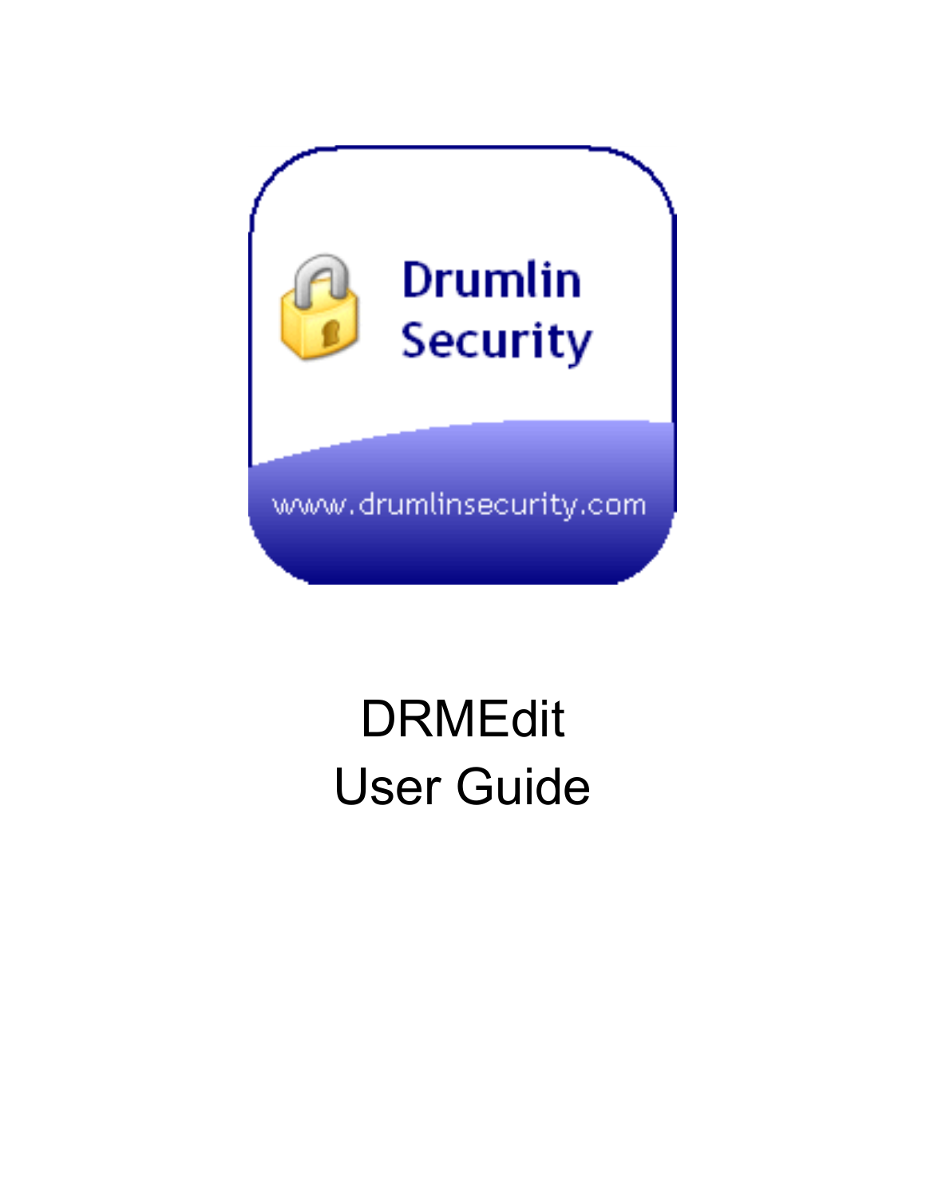Drumlin Security

www.drumlinsecurity.com

# DRMEdit
# User Guide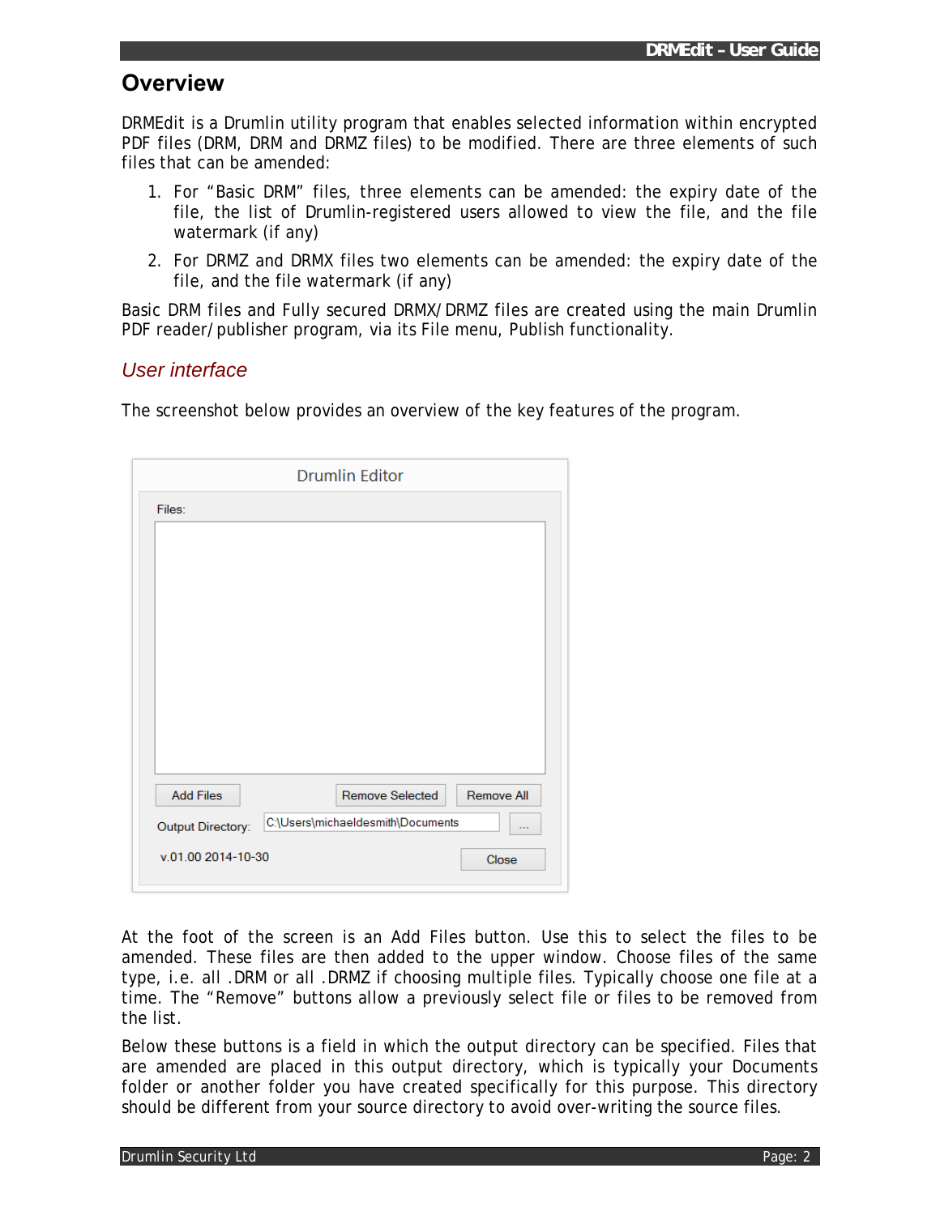# Overview

DRMEdit is a Drumlin utility program that enables selected information within encrypted PDF files (DRM, DRM and DRMZ files) to be modified. There are three elements of such files that can be amended:

1. For "Basic DRM" files, three elements can be amended: the expiry date of the file, the list of Drumlin-registered users allowed to view the file, and the file watermark (if any)
2. For DRMZ and DRMX files two elements can be amended: the expiry date of the file, and the file watermark (if any)

Basic DRM files and Fully secured DRMX/DRMZ files are created using the main Drumlin PDF reader/publisher program, via its File menu, Publish functionality.

## *User interface*

The screenshot below provides an overview of the key features of the program.

Drumlin Editor

Files:

Add Files | Remove Selected | Remove All

Output Directory: C:\Users\michaeldesmith\Documents ...

v.01.00 2014-10-30 | Close

At the foot of the screen is an Add Files button. Use this to select the files to be amended. These files are then added to the upper window. Choose files of the same type, i.e. all .DRM or all .DRMZ if choosing multiple files. Typically choose one file at a time. The "Remove" buttons allow a previously select file or files to be removed from the list.

Below these buttons is a field in which the output directory can be specified. Files that are amended are placed in this output directory, which is typically your Documents folder or another folder you have created specifically for this purpose. This directory should be different from your source directory to avoid over-writing the source files.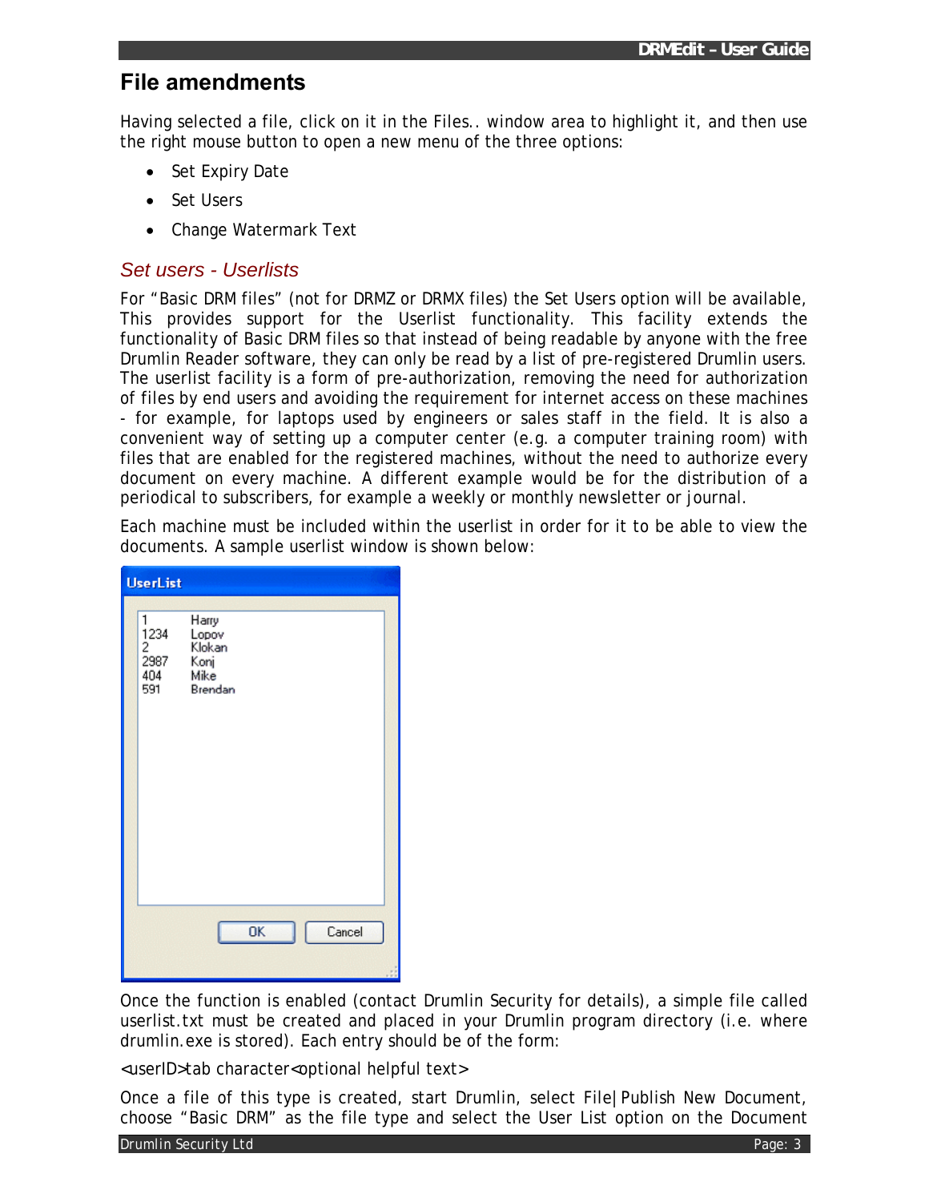## File amendments

Having selected a file, click on it in the Files.. window area to highlight it, and then use the right mouse button to open a new menu of the three options:

- Set Expiry Date
- Set Users
- Change Watermark Text

### *Set users - Userlists*

For "Basic DRM files" (not for DRMZ or DRMX files) the Set Users option will be available, This provides support for the Userlist functionality. This facility extends the functionality of Basic DRM files so that instead of being readable by anyone with the free Drumlin Reader software, they can only be read by a list of pre-registered Drumlin users. The userlist facility is a form of pre-authorization, removing the need for authorization of files by end users and avoiding the requirement for internet access on these machines - for example, for laptops used by engineers or sales staff in the field. It is also a convenient way of setting up a computer center (e.g. a computer training room) with files that are enabled for the registered machines, without the need to authorize every document on every machine. A different example would be for the distribution of a periodical to subscribers, for example a weekly or monthly newsletter or journal.

Each machine must be included within the userlist in order for it to be able to view the documents. A sample userlist window is shown below:

**UserList**

| | |
|---|---|
| 1 | Harry |
| 1234 | Lopov |
| 2 | Klokan |
| 2987 | Konj |
| 404 | Mike |
| 591 | Brendan |

OK Cancel

Once the function is enabled (contact Drumlin Security for details), a simple file called userlist.txt must be created and placed in your Drumlin program directory (i.e. where drumlin.exe is stored). Each entry should be of the form:

<userID>tab character<optional helpful text>

Once a file of this type is created, start Drumlin, select File|Publish New Document, choose "Basic DRM" as the file type and select the User List option on the Document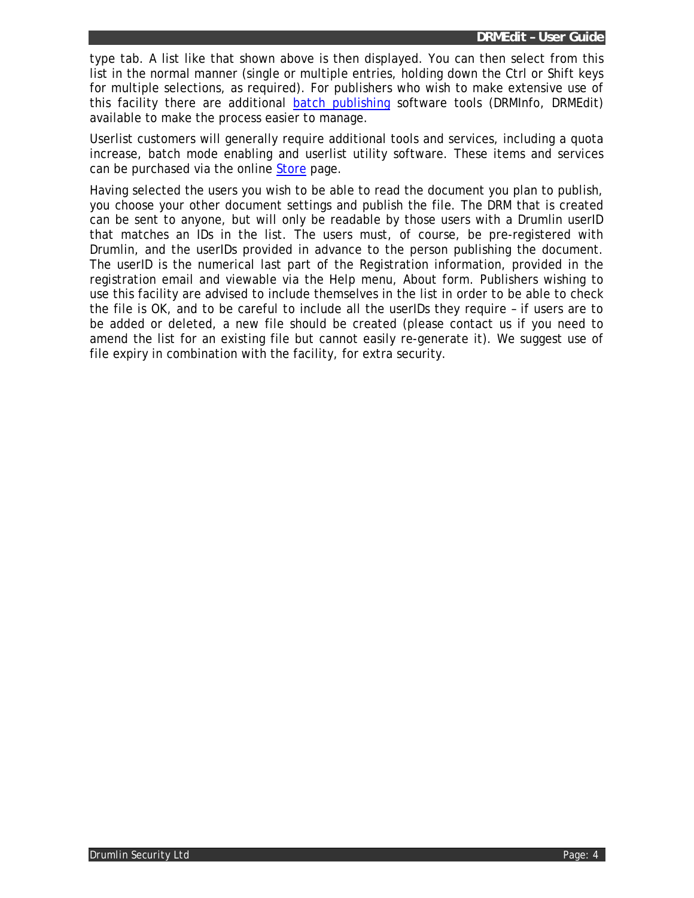type tab. A list like that shown above is then displayed. You can then select from this list in the normal manner (single or multiple entries, holding down the Ctrl or Shift keys for multiple selections, as required). For publishers who wish to make extensive use of this facility there are additional batch publishing software tools (DRMInfo, DRMEdit) available to make the process easier to manage.

Userlist customers will generally require additional tools and services, including a quota increase, batch mode enabling and userlist utility software. These items and services can be purchased via the online Store page.

Having selected the users you wish to be able to read the document you plan to publish, you choose your other document settings and publish the file. The DRM that is created can be sent to anyone, but will only be readable by those users with a Drumlin userID that matches an IDs in the list. The users must, of course, be pre-registered with Drumlin, and the userIDs provided in advance to the person publishing the document. The userID is the numerical last part of the Registration information, provided in the registration email and viewable via the Help menu, About form. Publishers wishing to use this facility are advised to include themselves in the list in order to be able to check the file is OK, and to be careful to include all the userIDs they require – if users are to be added or deleted, a new file should be created (please contact us if you need to amend the list for an existing file but cannot easily re-generate it). We suggest use of file expiry in combination with the facility, for extra security.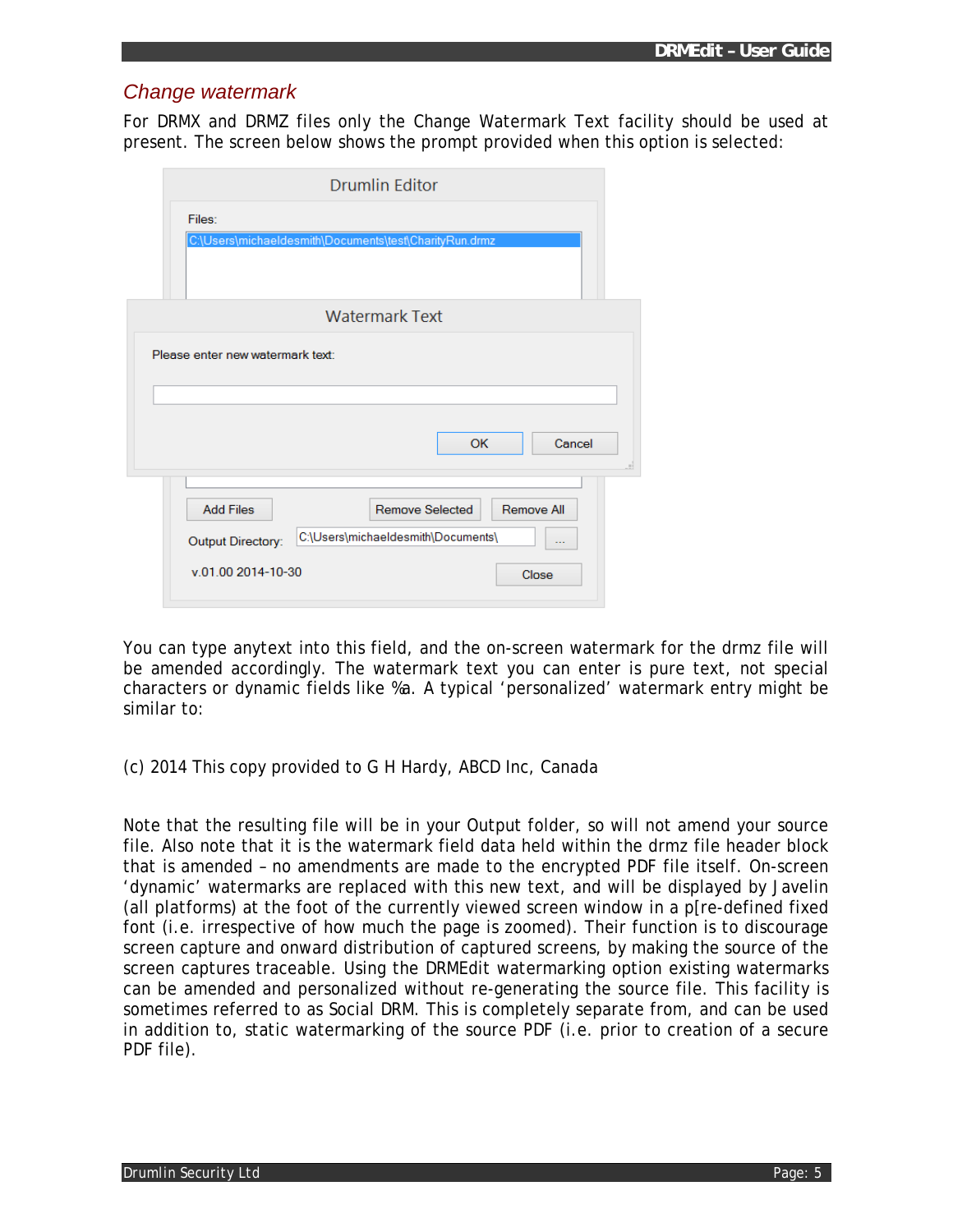## Change watermark

For DRMX and DRMZ files only the Change Watermark Text facility should be used at present. The screen below shows the prompt provided when this option is selected:

Drumlin Editor

Files:

C:\Users\michaeldesmith\Documents\test\CharityRun.drmz

Watermark Text

Please enter new watermark text:

OK Cancel

Add Files Remove Selected Remove All

Output Directory: C:\Users\michaeldesmith\Documents\ ...

v.01.00 2014-10-30 Close

You can type anytext into this field, and the on-screen watermark for the drmz file will be amended accordingly. The watermark text you can enter is pure text, not special characters or dynamic fields like %a. A typical 'personalized' watermark entry might be similar to:

(c) 2014 This copy provided to G H Hardy, ABCD Inc, Canada

Note that the resulting file will be in your Output folder, so will not amend your source file. Also note that it is the watermark field data held within the drmz file header block that is amended – no amendments are made to the encrypted PDF file itself. On-screen 'dynamic' watermarks are replaced with this new text, and will be displayed by Javelin (all platforms) at the foot of the currently viewed screen window in a p[re-defined fixed font (i.e. irrespective of how much the page is zoomed). Their function is to discourage screen capture and onward distribution of captured screens, by making the source of the screen captures traceable. Using the DRMEdit watermarking option existing watermarks can be amended and personalized without re-generating the source file. This facility is sometimes referred to as Social DRM. This is completely separate from, and can be used in addition to, static watermarking of the source PDF (i.e. prior to creation of a secure PDF file).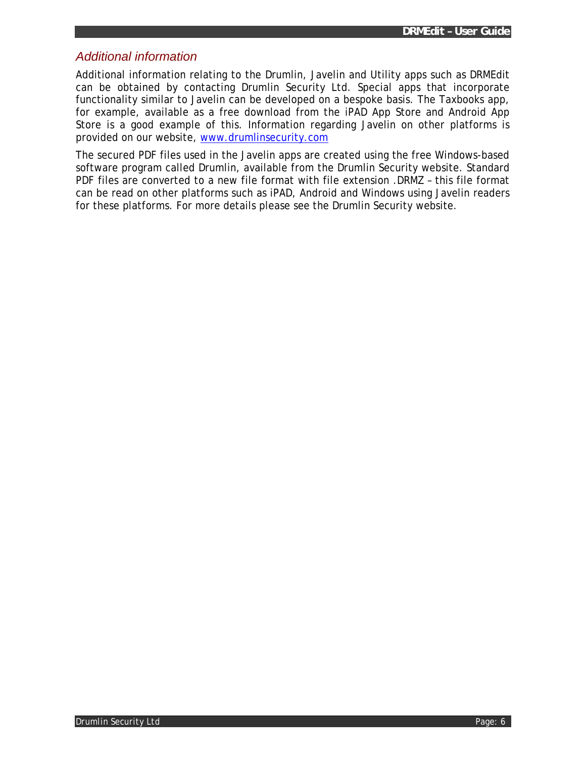## Additional information

Additional information relating to the Drumlin, Javelin and Utility apps such as DRMEdit can be obtained by contacting Drumlin Security Ltd. Special apps that incorporate functionality similar to Javelin can be developed on a bespoke basis. The Taxbooks app, for example, available as a free download from the iPAD App Store and Android App Store is a good example of this. Information regarding Javelin on other platforms is provided on our website, [www.drumlinsecurity.com](http://www.drumlinsecurity.com)

The secured PDF files used in the Javelin apps are created using the free Windows-based software program called Drumlin, available from the Drumlin Security website. Standard PDF files are converted to a new file format with file extension .DRMZ – this file format can be read on other platforms such as iPAD, Android and Windows using Javelin readers for these platforms. For more details please see the Drumlin Security website.